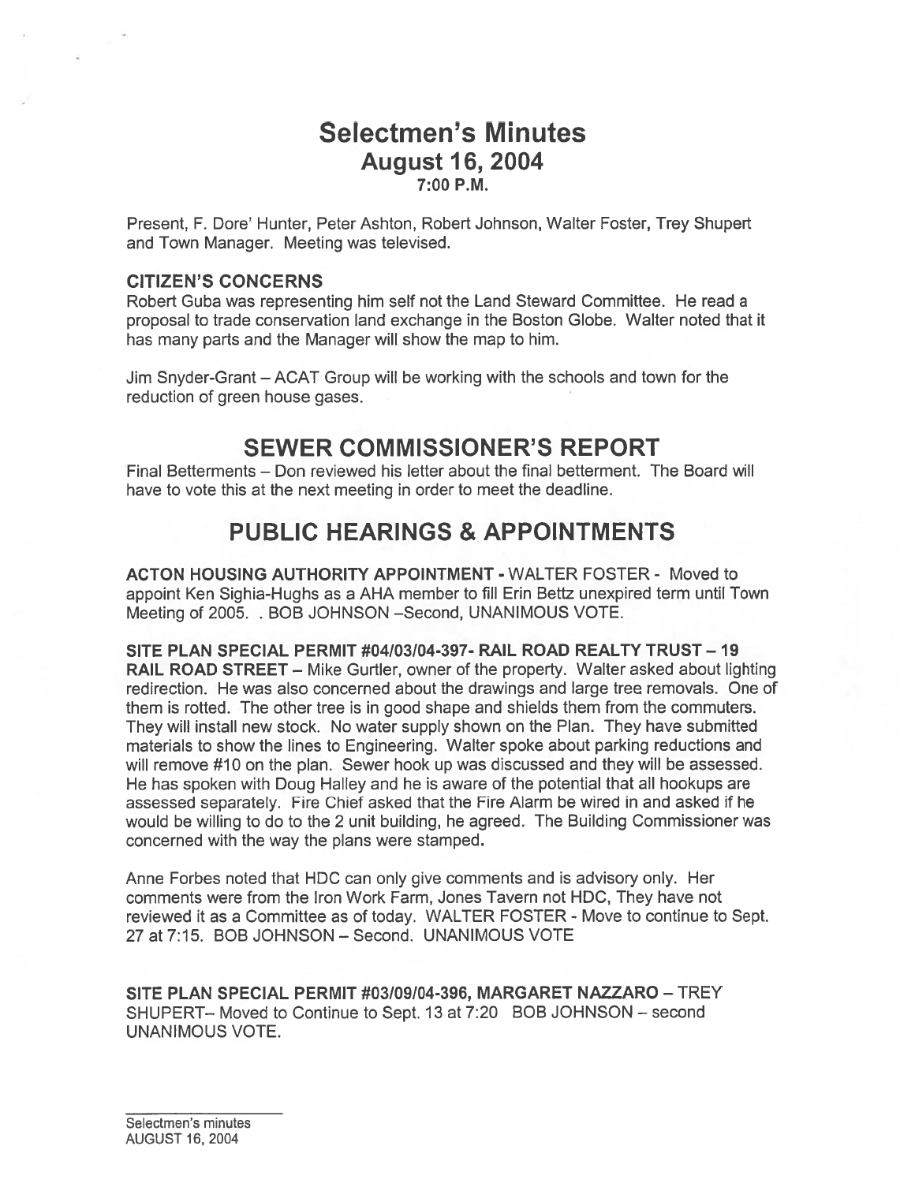# Selectmen's Minutes
## August 16, 2004
### 7:00 P.M.

Present, F. Dore' Hunter, Peter Ashton, Robert Johnson, Walter Foster, Trey Shupert and Town Manager. Meeting was televised.

### CITIZEN'S CONCERNS

Robert Guba was representing him self not the Land Steward Committee. He read a proposal to trade conservation land exchange in the Boston Globe. Walter noted that it has many parts and the Manager will show the map to him.

Jim Snyder-Grant – ACAT Group will be working with the schools and town for the reduction of green house gases.

## SEWER COMMISSIONER'S REPORT

Final Betterments – Don reviewed his letter about the final betterment. The Board will have to vote this at the next meeting in order to meet the deadline.

## PUBLIC HEARINGS & APPOINTMENTS

**ACTON HOUSING AUTHORITY APPOINTMENT -** WALTER FOSTER - Moved to appoint Ken Sighia-Hughs as a AHA member to fill Erin Bettz unexpired term until Town Meeting of 2005. . BOB JOHNSON –Second, UNANIMOUS VOTE.

**SITE PLAN SPECIAL PERMIT #04/03/04-397- RAIL ROAD REALTY TRUST – 19 RAIL ROAD STREET –** Mike Gurtler, owner of the property. Walter asked about lighting redirection. He was also concerned about the drawings and large tree removals. One of them is rotted. The other tree is in good shape and shields them from the commuters. They will install new stock. No water supply shown on the Plan. They have submitted materials to show the lines to Engineering. Walter spoke about parking reductions and will remove #10 on the plan. Sewer hook up was discussed and they will be assessed. He has spoken with Doug Halley and he is aware of the potential that all hookups are assessed separately. Fire Chief asked that the Fire Alarm be wired in and asked if he would be willing to do to the 2 unit building, he agreed. The Building Commissioner was concerned with the way the plans were stamped.

Anne Forbes noted that HDC can only give comments and is advisory only. Her comments were from the Iron Work Farm, Jones Tavern not HDC, They have not reviewed it as a Committee as of today. WALTER FOSTER - Move to continue to Sept. 27 at 7:15. BOB JOHNSON – Second. UNANIMOUS VOTE

**SITE PLAN SPECIAL PERMIT #03/09/04-396, MARGARET NAZZARO –** TREY SHUPERT– Moved to Continue to Sept. 13 at 7:20 BOB JOHNSON – second UNANIMOUS VOTE.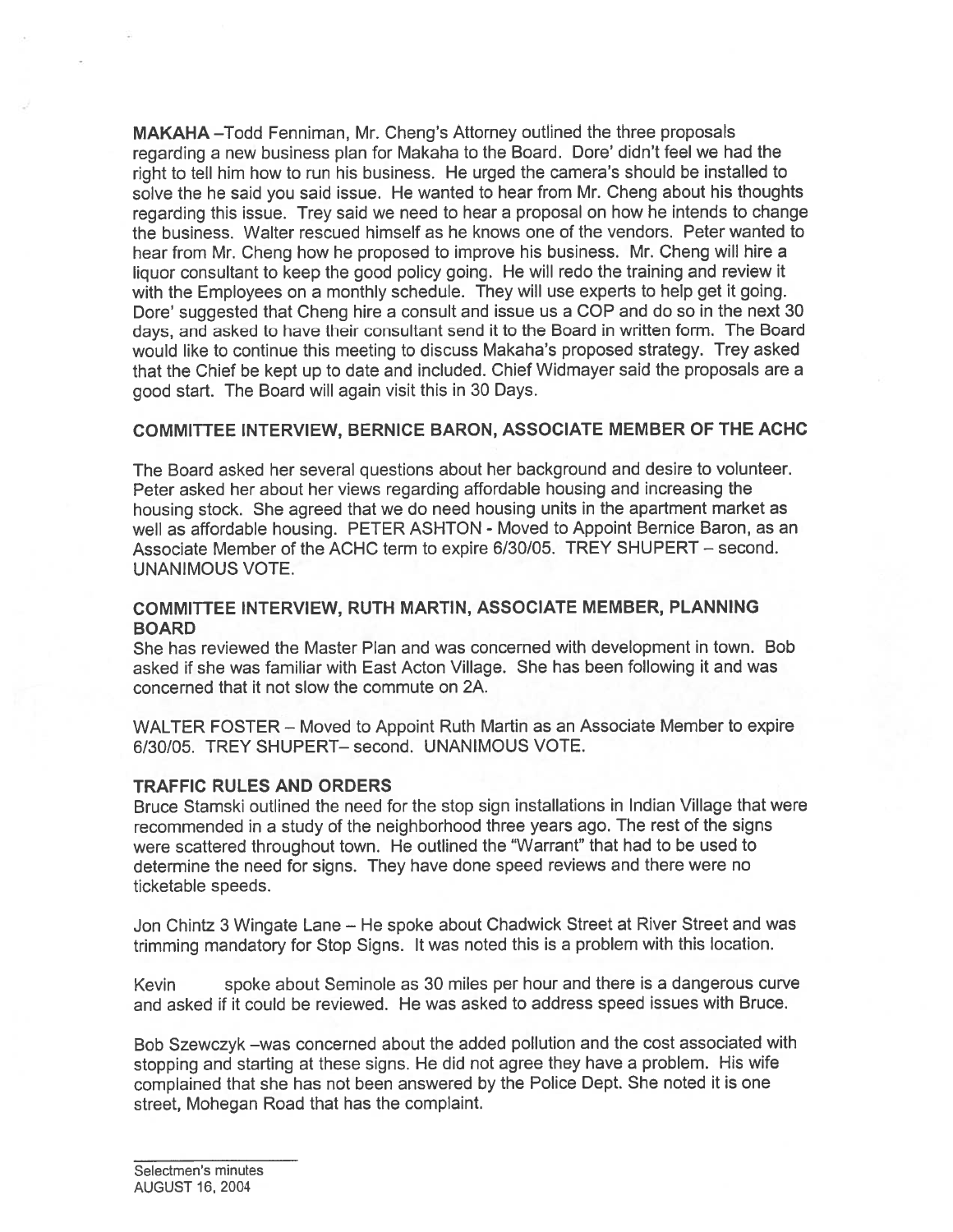**MAKAHA** –Todd Fenniman, Mr. Cheng's Attorney outlined the three proposals regarding a new business plan for Makaha to the Board. Dore' didn't feel we had the right to tell him how to run his business. He urged the camera's should be installed to solve the he said you said issue. He wanted to hear from Mr. Cheng about his thoughts regarding this issue. Trey said we need to hear a proposal on how he intends to change the business. Walter rescued himself as he knows one of the vendors. Peter wanted to hear from Mr. Cheng how he proposed to improve his business. Mr. Cheng will hire a liquor consultant to keep the good policy going. He will redo the training and review it with the Employees on a monthly schedule. They will use experts to help get it going. Dore' suggested that Cheng hire a consult and issue us a COP and do so in the next 30 days, and asked to have their consultant send it to the Board in written form. The Board would like to continue this meeting to discuss Makaha's proposed strategy. Trey asked that the Chief be kept up to date and included. Chief Widmayer said the proposals are a good start. The Board will again visit this in 30 Days.

## COMMITTEE INTERVIEW, BERNICE BARON, ASSOCIATE MEMBER OF THE ACHC

The Board asked her several questions about her background and desire to volunteer. Peter asked her about her views regarding affordable housing and increasing the housing stock. She agreed that we do need housing units in the apartment market as well as affordable housing. PETER ASHTON - Moved to Appoint Bernice Baron, as an Associate Member of the ACHC term to expire 6/30/05. TREY SHUPERT – second. UNANIMOUS VOTE.

## COMMITTEE INTERVIEW, RUTH MARTIN, ASSOCIATE MEMBER, PLANNING BOARD

She has reviewed the Master Plan and was concerned with development in town. Bob asked if she was familiar with East Acton Village. She has been following it and was concerned that it not slow the commute on 2A.

WALTER FOSTER – Moved to Appoint Ruth Martin as an Associate Member to expire 6/30/05. TREY SHUPERT– second. UNANIMOUS VOTE.

## TRAFFIC RULES AND ORDERS

Bruce Stamski outlined the need for the stop sign installations in Indian Village that were recommended in a study of the neighborhood three years ago. The rest of the signs were scattered throughout town. He outlined the "Warrant" that had to be used to determine the need for signs. They have done speed reviews and there were no ticketable speeds.

Jon Chintz 3 Wingate Lane – He spoke about Chadwick Street at River Street and was trimming mandatory for Stop Signs. It was noted this is a problem with this location.

Kevin spoke about Seminole as 30 miles per hour and there is a dangerous curve and asked if it could be reviewed. He was asked to address speed issues with Bruce.

Bob Szewczyk –was concerned about the added pollution and the cost associated with stopping and starting at these signs. He did not agree they have a problem. His wife complained that she has not been answered by the Police Dept. She noted it is one street, Mohegan Road that has the complaint.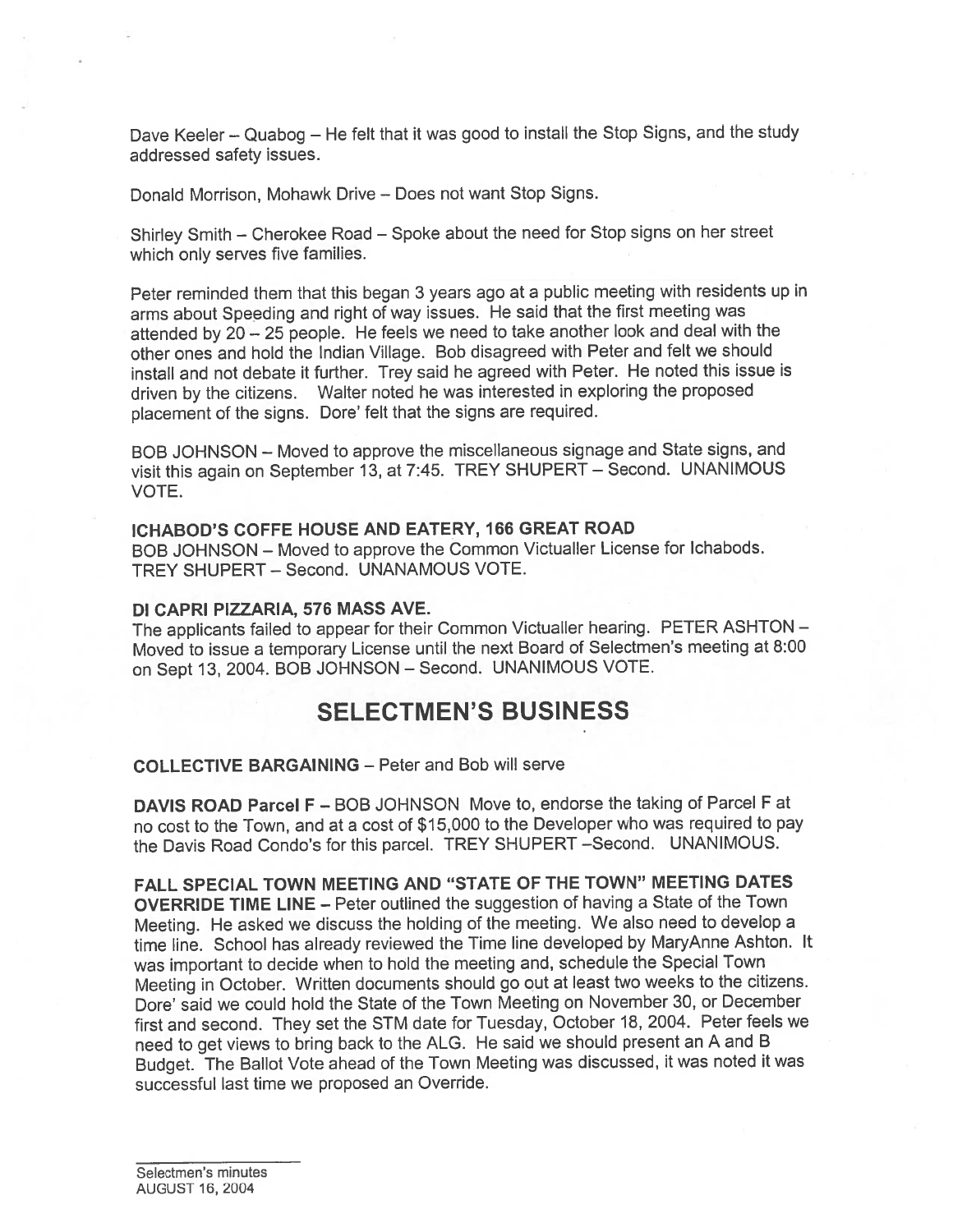Dave Keeler – Quabog – He felt that it was good to install the Stop Signs, and the study addressed safety issues.

Donald Morrison, Mohawk Drive – Does not want Stop Signs.

Shirley Smith – Cherokee Road – Spoke about the need for Stop signs on her street which only serves five families.

Peter reminded them that this began 3 years ago at a public meeting with residents up in arms about Speeding and right of way issues. He said that the first meeting was attended by 20 – 25 people. He feels we need to take another look and deal with the other ones and hold the Indian Village. Bob disagreed with Peter and felt we should install and not debate it further. Trey said he agreed with Peter. He noted this issue is driven by the citizens. Walter noted he was interested in exploring the proposed placement of the signs. Dore' felt that the signs are required.

BOB JOHNSON – Moved to approve the miscellaneous signage and State signs, and visit this again on September 13, at 7:45. TREY SHUPERT – Second. UNANIMOUS VOTE.

**ICHABOD'S COFFE HOUSE AND EATERY, 166 GREAT ROAD**
BOB JOHNSON – Moved to approve the Common Victualler License for Ichabods. TREY SHUPERT – Second. UNANAMOUS VOTE.

**DI CAPRI PIZZARIA, 576 MASS AVE.**
The applicants failed to appear for their Common Victualler hearing. PETER ASHTON – Moved to issue a temporary License until the next Board of Selectmen's meeting at 8:00 on Sept 13, 2004. BOB JOHNSON – Second. UNANIMOUS VOTE.

# SELECTMEN'S BUSINESS

**COLLECTIVE BARGAINING** – Peter and Bob will serve

**DAVIS ROAD Parcel F** – BOB JOHNSON Move to, endorse the taking of Parcel F at no cost to the Town, and at a cost of $15,000 to the Developer who was required to pay the Davis Road Condo's for this parcel. TREY SHUPERT –Second. UNANIMOUS.

**FALL SPECIAL TOWN MEETING AND "STATE OF THE TOWN" MEETING DATES OVERRIDE TIME LINE** – Peter outlined the suggestion of having a State of the Town Meeting. He asked we discuss the holding of the meeting. We also need to develop a time line. School has already reviewed the Time line developed by MaryAnne Ashton. It was important to decide when to hold the meeting and, schedule the Special Town Meeting in October. Written documents should go out at least two weeks to the citizens. Dore' said we could hold the State of the Town Meeting on November 30, or December first and second. They set the STM date for Tuesday, October 18, 2004. Peter feels we need to get views to bring back to the ALG. He said we should present an A and B Budget. The Ballot Vote ahead of the Town Meeting was discussed, it was noted it was successful last time we proposed an Override.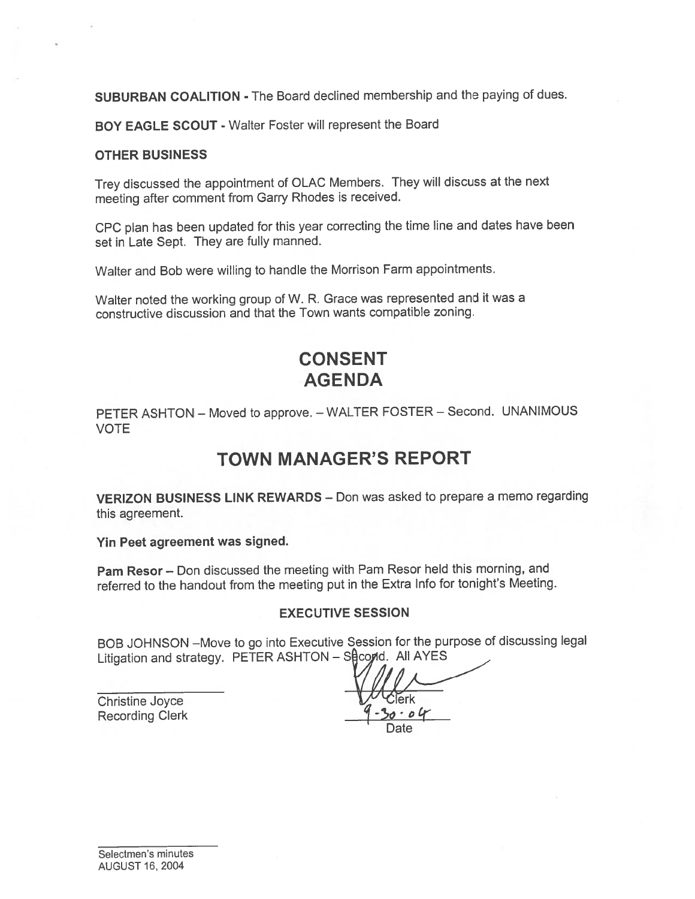**SUBURBAN COALITION** - The Board declined membership and the paying of dues.

**BOY EAGLE SCOUT** - Walter Foster will represent the Board

**OTHER BUSINESS**

Trey discussed the appointment of OLAC Members. They will discuss at the next meeting after comment from Garry Rhodes is received.

CPC plan has been updated for this year correcting the time line and dates have been set in Late Sept. They are fully manned.

Walter and Bob were willing to handle the Morrison Farm appointments.

Walter noted the working group of W. R. Grace was represented and it was a constructive discussion and that the Town wants compatible zoning.

# CONSENT AGENDA

PETER ASHTON – Moved to approve. – WALTER FOSTER – Second. UNANIMOUS VOTE

# TOWN MANAGER'S REPORT

**VERIZON BUSINESS LINK REWARDS** – Don was asked to prepare a memo regarding this agreement.

**Yin Peet agreement was signed.**

**Pam Resor** – Don discussed the meeting with Pam Resor held this morning, and referred to the handout from the meeting put in the Extra Info for tonight's Meeting.

**EXECUTIVE SESSION**

BOB JOHNSON –Move to go into Executive Session for the purpose of discussing legal Litigation and strategy. PETER ASHTON – Second. All AYES

Christine Joyce
Recording Clerk

Clerk
9-30-04
Date

Selectmen's minutes
AUGUST 16, 2004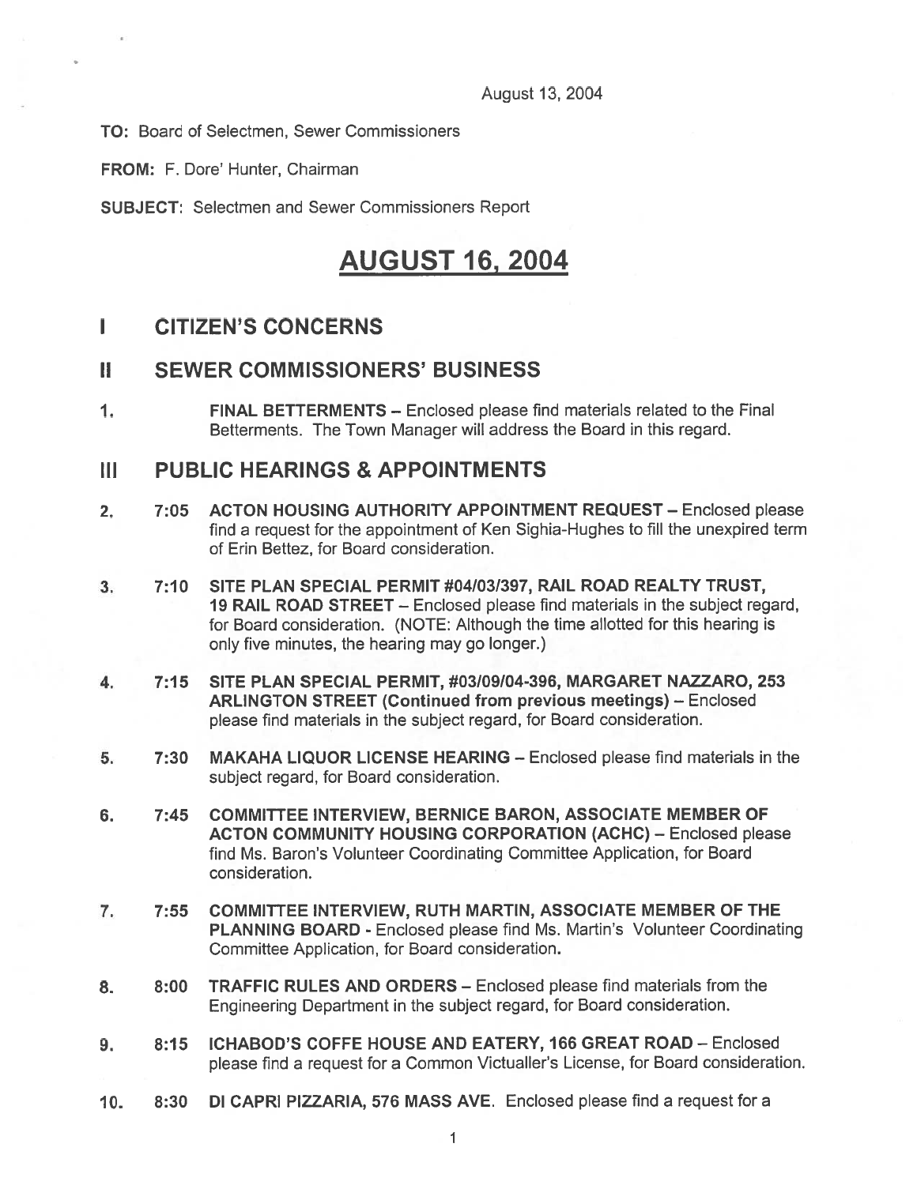August 13, 2004

**TO:** Board of Selectmen, Sewer Commissioners

**FROM:** F. Dore' Hunter, Chairman

**SUBJECT:** Selectmen and Sewer Commissioners Report

# AUGUST 16, 2004

## I CITIZEN'S CONCERNS

## II SEWER COMMISSIONERS' BUSINESS

1. **FINAL BETTERMENTS** – Enclosed please find materials related to the Final Betterments. The Town Manager will address the Board in this regard.

## III PUBLIC HEARINGS & APPOINTMENTS

2. **7:05 ACTON HOUSING AUTHORITY APPOINTMENT REQUEST** – Enclosed please find a request for the appointment of Ken Sighia-Hughes to fill the unexpired term of Erin Bettez, for Board consideration.

3. **7:10 SITE PLAN SPECIAL PERMIT #04/03/397, RAIL ROAD REALTY TRUST, 19 RAIL ROAD STREET** – Enclosed please find materials in the subject regard, for Board consideration. (NOTE: Although the time allotted for this hearing is only five minutes, the hearing may go longer.)

4. **7:15 SITE PLAN SPECIAL PERMIT, #03/09/04-396, MARGARET NAZZARO, 253 ARLINGTON STREET (Continued from previous meetings)** – Enclosed please find materials in the subject regard, for Board consideration.

5. **7:30 MAKAHA LIQUOR LICENSE HEARING** – Enclosed please find materials in the subject regard, for Board consideration.

6. **7:45 COMMITTEE INTERVIEW, BERNICE BARON, ASSOCIATE MEMBER OF ACTON COMMUNITY HOUSING CORPORATION (ACHC)** – Enclosed please find Ms. Baron's Volunteer Coordinating Committee Application, for Board consideration.

7. **7:55 COMMITTEE INTERVIEW, RUTH MARTIN, ASSOCIATE MEMBER OF THE PLANNING BOARD** - Enclosed please find Ms. Martin's Volunteer Coordinating Committee Application, for Board consideration.

8. **8:00 TRAFFIC RULES AND ORDERS** – Enclosed please find materials from the Engineering Department in the subject regard, for Board consideration.

9. **8:15 ICHABOD'S COFFE HOUSE AND EATERY, 166 GREAT ROAD** – Enclosed please find a request for a Common Victualler's License, for Board consideration.

10. **8:30 DI CAPRI PIZZARIA, 576 MASS AVE**. Enclosed please find a request for a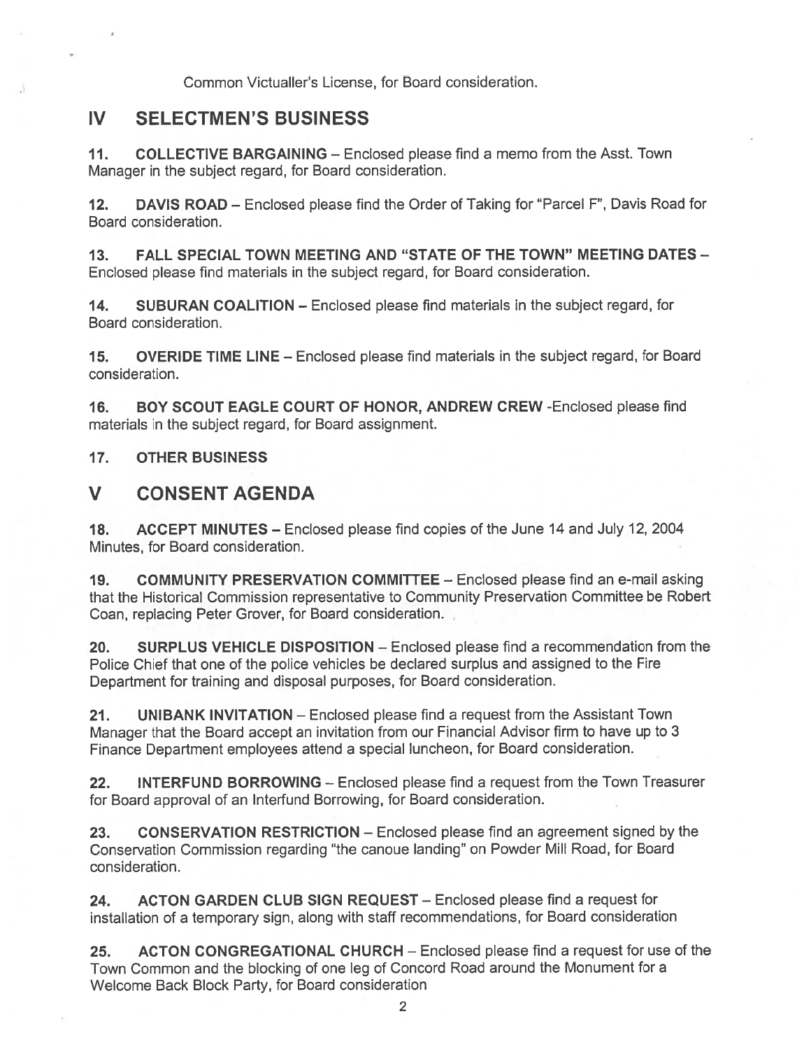Common Victualler's License, for Board consideration.

## IV SELECTMEN'S BUSINESS

**11. COLLECTIVE BARGAINING** – Enclosed please find a memo from the Asst. Town Manager in the subject regard, for Board consideration.

**12. DAVIS ROAD** – Enclosed please find the Order of Taking for "Parcel F", Davis Road for Board consideration.

**13. FALL SPECIAL TOWN MEETING AND "STATE OF THE TOWN" MEETING DATES** – Enclosed please find materials in the subject regard, for Board consideration.

**14. SUBURAN COALITION** – Enclosed please find materials in the subject regard, for Board consideration.

**15. OVERIDE TIME LINE** – Enclosed please find materials in the subject regard, for Board consideration.

**16. BOY SCOUT EAGLE COURT OF HONOR, ANDREW CREW** -Enclosed please find materials in the subject regard, for Board assignment.

**17. OTHER BUSINESS**

## V CONSENT AGENDA

**18. ACCEPT MINUTES** – Enclosed please find copies of the June 14 and July 12, 2004 Minutes, for Board consideration.

**19. COMMUNITY PRESERVATION COMMITTEE** – Enclosed please find an e-mail asking that the Historical Commission representative to Community Preservation Committee be Robert Coan, replacing Peter Grover, for Board consideration.

**20. SURPLUS VEHICLE DISPOSITION** – Enclosed please find a recommendation from the Police Chief that one of the police vehicles be declared surplus and assigned to the Fire Department for training and disposal purposes, for Board consideration.

**21. UNIBANK INVITATION** – Enclosed please find a request from the Assistant Town Manager that the Board accept an invitation from our Financial Advisor firm to have up to 3 Finance Department employees attend a special luncheon, for Board consideration.

**22. INTERFUND BORROWING** – Enclosed please find a request from the Town Treasurer for Board approval of an Interfund Borrowing, for Board consideration.

**23. CONSERVATION RESTRICTION** – Enclosed please find an agreement signed by the Conservation Commission regarding "the canoue landing" on Powder Mill Road, for Board consideration.

**24. ACTON GARDEN CLUB SIGN REQUEST** – Enclosed please find a request for installation of a temporary sign, along with staff recommendations, for Board consideration

**25. ACTON CONGREGATIONAL CHURCH** – Enclosed please find a request for use of the Town Common and the blocking of one leg of Concord Road around the Monument for a Welcome Back Block Party, for Board consideration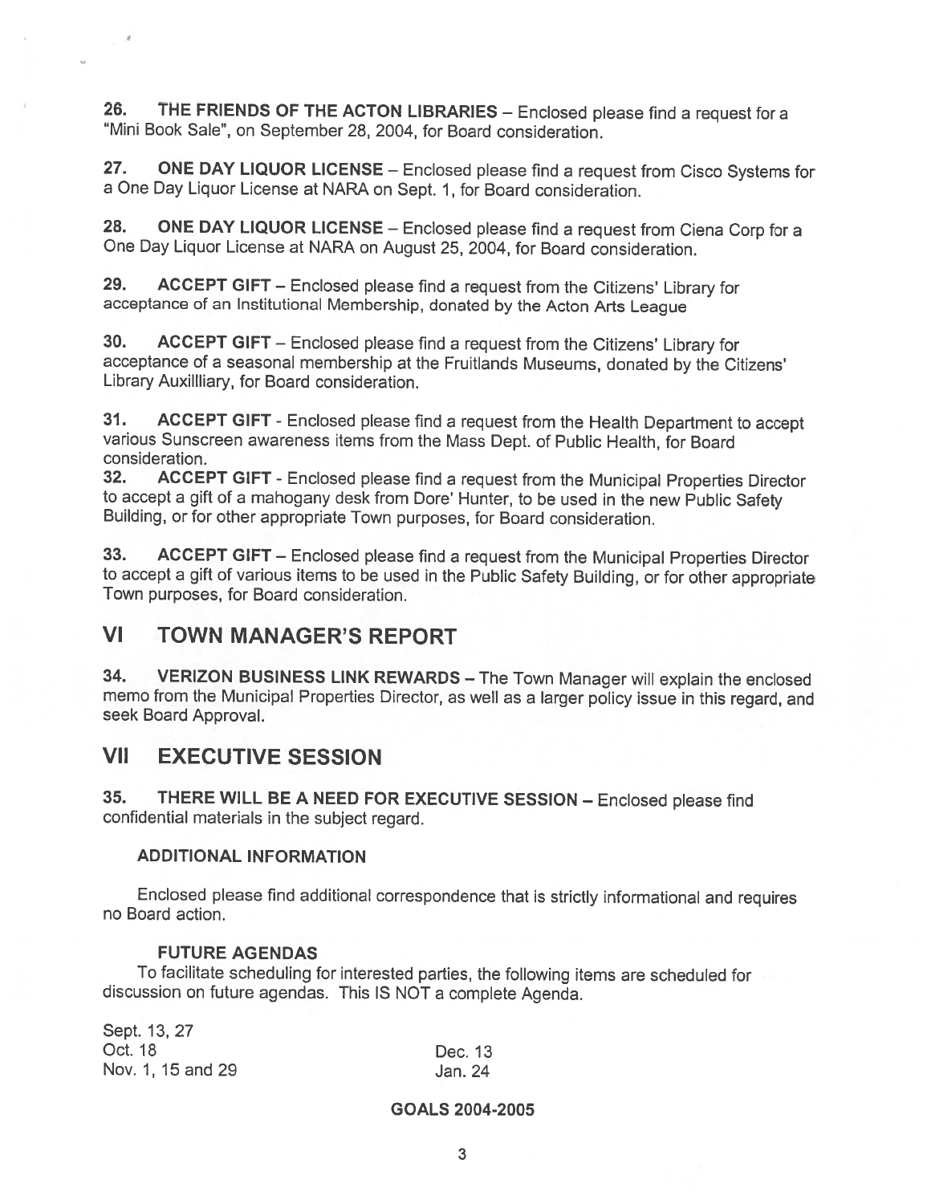**26. THE FRIENDS OF THE ACTON LIBRARIES** – Enclosed please find a request for a "Mini Book Sale", on September 28, 2004, for Board consideration.

**27. ONE DAY LIQUOR LICENSE** – Enclosed please find a request from Cisco Systems for a One Day Liquor License at NARA on Sept. 1, for Board consideration.

**28. ONE DAY LIQUOR LICENSE** – Enclosed please find a request from Ciena Corp for a One Day Liquor License at NARA on August 25, 2004, for Board consideration.

**29. ACCEPT GIFT** – Enclosed please find a request from the Citizens' Library for acceptance of an Institutional Membership, donated by the Acton Arts League

**30. ACCEPT GIFT** – Enclosed please find a request from the Citizens' Library for acceptance of a seasonal membership at the Fruitlands Museums, donated by the Citizens' Library Auxillliary, for Board consideration.

**31. ACCEPT GIFT** - Enclosed please find a request from the Health Department to accept various Sunscreen awareness items from the Mass Dept. of Public Health, for Board consideration.

**32. ACCEPT GIFT** - Enclosed please find a request from the Municipal Properties Director to accept a gift of a mahogany desk from Dore' Hunter, to be used in the new Public Safety Building, or for other appropriate Town purposes, for Board consideration.

**33. ACCEPT GIFT** – Enclosed please find a request from the Municipal Properties Director to accept a gift of various items to be used in the Public Safety Building, or for other appropriate Town purposes, for Board consideration.

## VI TOWN MANAGER'S REPORT

**34. VERIZON BUSINESS LINK REWARDS** – The Town Manager will explain the enclosed memo from the Municipal Properties Director, as well as a larger policy issue in this regard, and seek Board Approval.

## VII EXECUTIVE SESSION

**35. THERE WILL BE A NEED FOR EXECUTIVE SESSION** – Enclosed please find confidential materials in the subject regard.

### ADDITIONAL INFORMATION

Enclosed please find additional correspondence that is strictly informational and requires no Board action.

### FUTURE AGENDAS

To facilitate scheduling for interested parties, the following items are scheduled for discussion on future agendas. This IS NOT a complete Agenda.

Sept. 13, 27
Oct. 18 Dec. 13
Nov. 1, 15 and 29 Jan. 24

### GOALS 2004-2005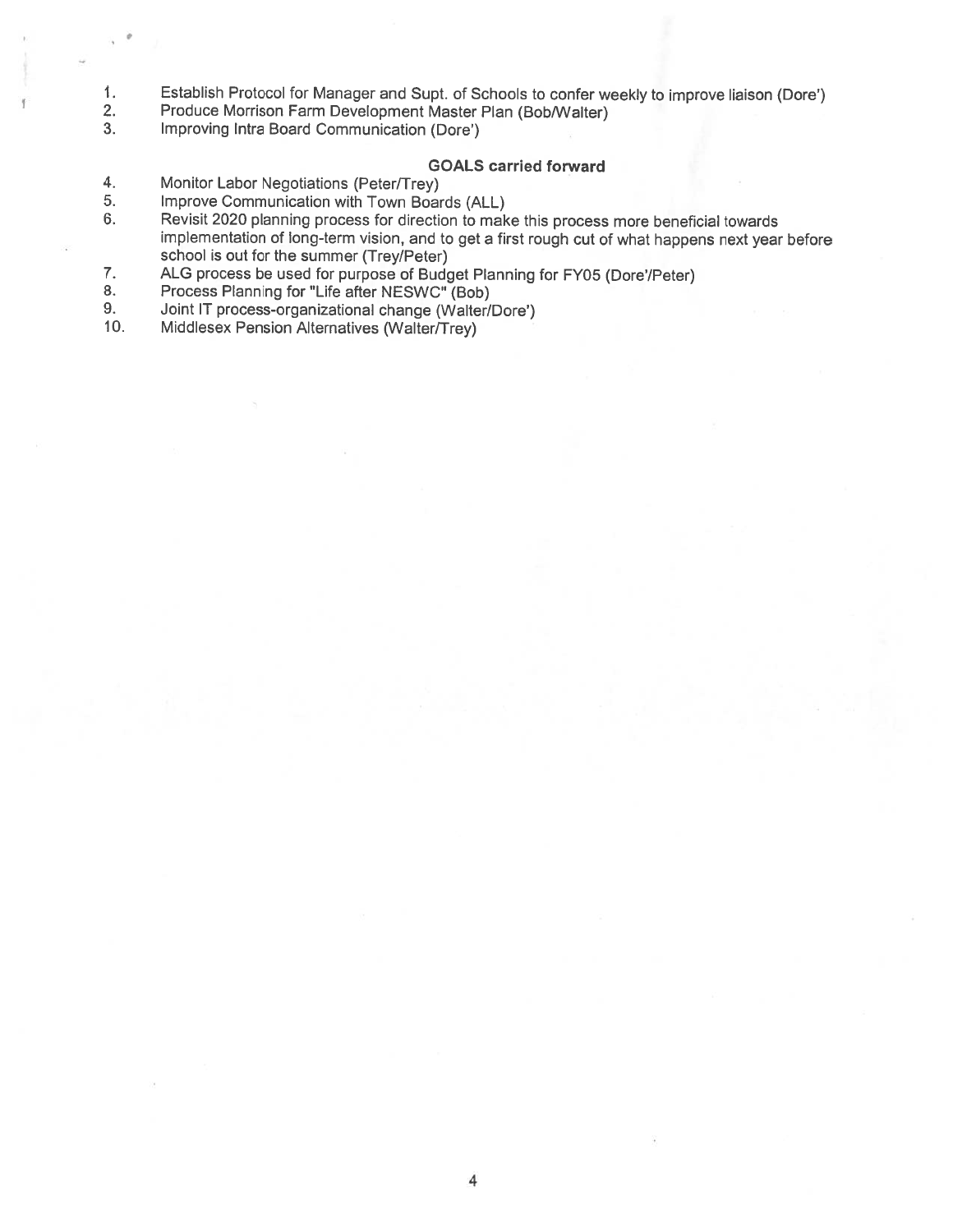1. Establish Protocol for Manager and Supt. of Schools to confer weekly to improve liaison (Dore')
2. Produce Morrison Farm Development Master Plan (Bob/Walter)
3. Improving Intra Board Communication (Dore')

**GOALS carried forward**

4. Monitor Labor Negotiations (Peter/Trey)
5. Improve Communication with Town Boards (ALL)
6. Revisit 2020 planning process for direction to make this process more beneficial towards implementation of long-term vision, and to get a first rough cut of what happens next year before school is out for the summer (Trey/Peter)
7. ALG process be used for purpose of Budget Planning for FY05 (Dore'/Peter)
8. Process Planning for "Life after NESWC" (Bob)
9. Joint IT process-organizational change (Walter/Dore')
10. Middlesex Pension Alternatives (Walter/Trey)